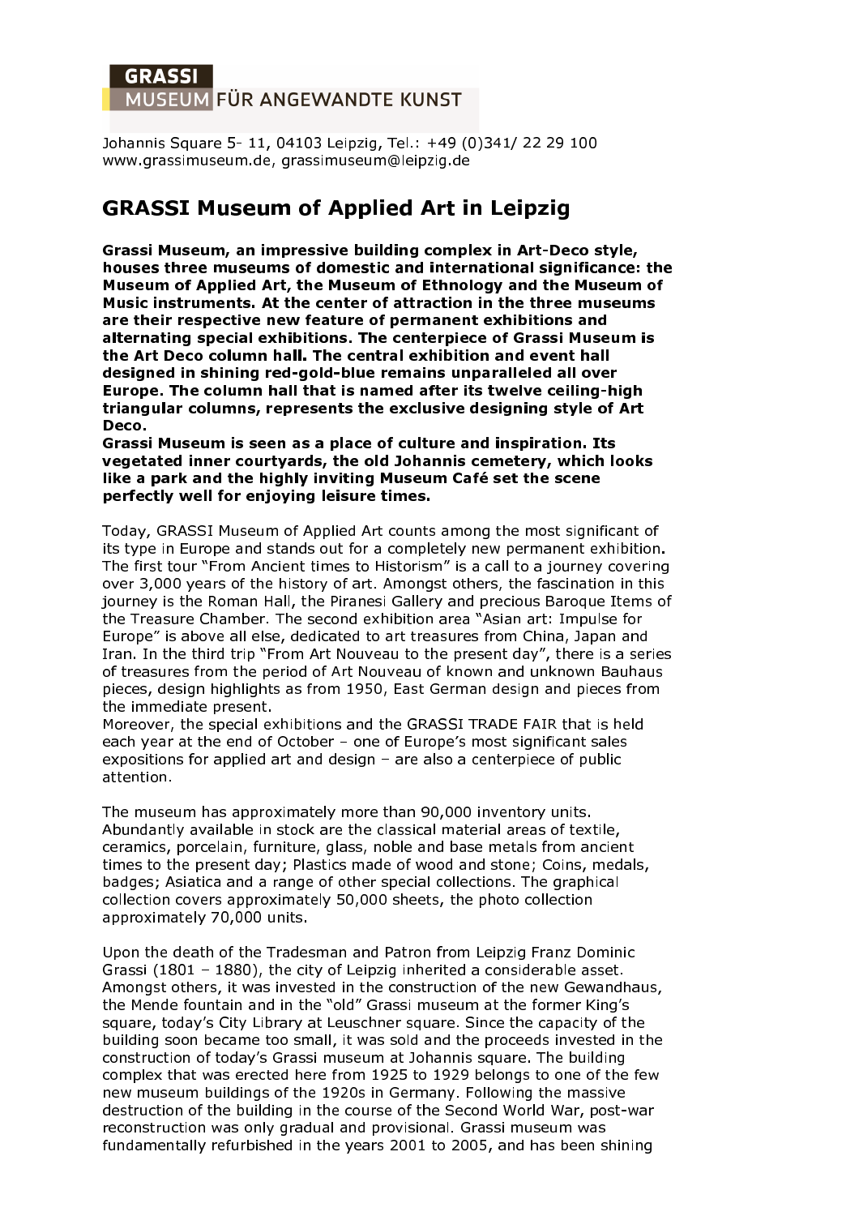GRASSI
MUSEUM FÜR ANGEWANDTE KUNST

Johannis Square 5- 11, 04103 Leipzig, Tel.: +49 (0)341/ 22 29 100
www.grassimuseum.de, grassimuseum@leipzig.de

# GRASSI Museum of Applied Art in Leipzig

**Grassi Museum, an impressive building complex in Art-Deco style, houses three museums of domestic and international significance: the Museum of Applied Art, the Museum of Ethnology and the Museum of Music instruments. At the center of attraction in the three museums are their respective new feature of permanent exhibitions and alternating special exhibitions. The centerpiece of Grassi Museum is the Art Deco column hall. The central exhibition and event hall designed in shining red-gold-blue remains unparalleled all over Europe. The column hall that is named after its twelve ceiling-high triangular columns, represents the exclusive designing style of Art Deco.**
**Grassi Museum is seen as a place of culture and inspiration. Its vegetated inner courtyards, the old Johannis cemetery, which looks like a park and the highly inviting Museum Café set the scene perfectly well for enjoying leisure times.**

Today, GRASSI Museum of Applied Art counts among the most significant of its type in Europe and stands out for a completely new permanent exhibition. The first tour "From Ancient times to Historism" is a call to a journey covering over 3,000 years of the history of art. Amongst others, the fascination in this journey is the Roman Hall, the Piranesi Gallery and precious Baroque Items of the Treasure Chamber. The second exhibition area "Asian art: Impulse for Europe" is above all else, dedicated to art treasures from China, Japan and Iran. In the third trip "From Art Nouveau to the present day", there is a series of treasures from the period of Art Nouveau of known and unknown Bauhaus pieces, design highlights as from 1950, East German design and pieces from the immediate present.
Moreover, the special exhibitions and the GRASSI TRADE FAIR that is held each year at the end of October – one of Europe's most significant sales expositions for applied art and design – are also a centerpiece of public attention.

The museum has approximately more than 90,000 inventory units. Abundantly available in stock are the classical material areas of textile, ceramics, porcelain, furniture, glass, noble and base metals from ancient times to the present day; Plastics made of wood and stone; Coins, medals, badges; Asiatica and a range of other special collections. The graphical collection covers approximately 50,000 sheets, the photo collection approximately 70,000 units.

Upon the death of the Tradesman and Patron from Leipzig Franz Dominic Grassi (1801 – 1880), the city of Leipzig inherited a considerable asset. Amongst others, it was invested in the construction of the new Gewandhaus, the Mende fountain and in the "old" Grassi museum at the former King's square, today's City Library at Leuschner square. Since the capacity of the building soon became too small, it was sold and the proceeds invested in the construction of today's Grassi museum at Johannis square. The building complex that was erected here from 1925 to 1929 belongs to one of the few new museum buildings of the 1920s in Germany. Following the massive destruction of the building in the course of the Second World War, post-war reconstruction was only gradual and provisional. Grassi museum was fundamentally refurbished in the years 2001 to 2005, and has been shining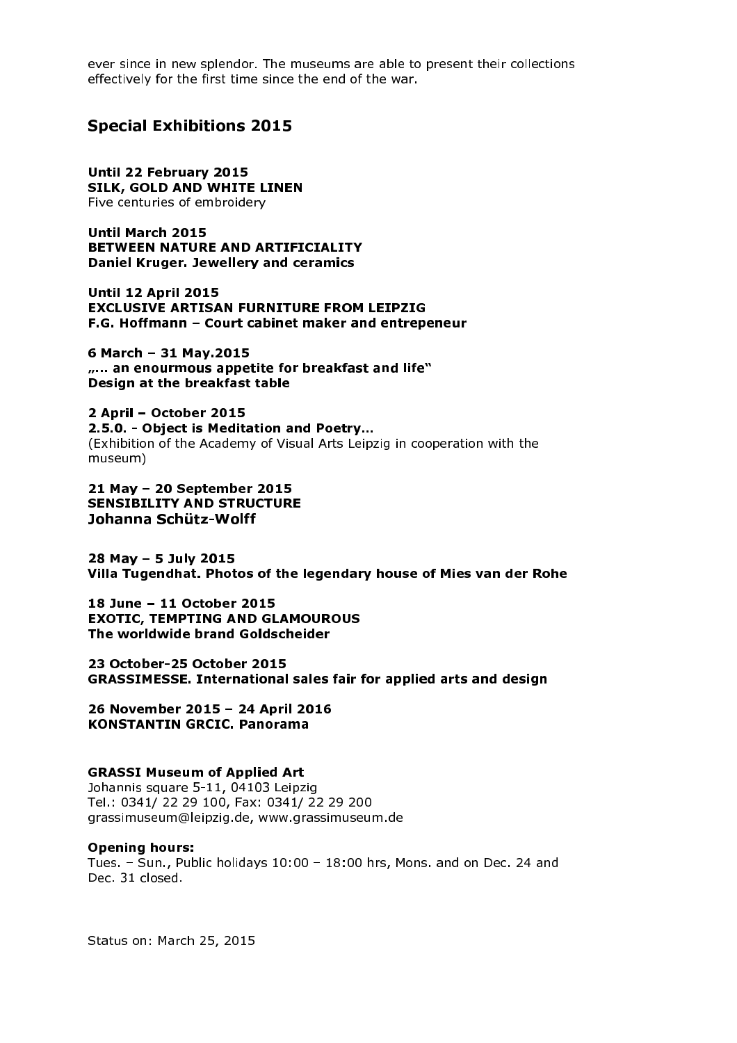ever since in new splendor. The museums are able to present their collections effectively for the first time since the end of the war.

## Special Exhibitions 2015

**Until 22 February 2015**
**SILK, GOLD AND WHITE LINEN**
Five centuries of embroidery

**Until March 2015**
**BETWEEN NATURE AND ARTIFICIALITY**
**Daniel Kruger. Jewellery and ceramics**

**Until 12 April 2015**
**EXCLUSIVE ARTISAN FURNITURE FROM LEIPZIG**
**F.G. Hoffmann – Court cabinet maker and entrepeneur**

**6 March – 31 May.2015**
**„… an enourmous appetite for breakfast and life"**
**Design at the breakfast table**

**2 April – October 2015**
**2.5.0. - Object is Meditation and Poetry…**
(Exhibition of the Academy of Visual Arts Leipzig in cooperation with the museum)

**21 May – 20 September 2015**
**SENSIBILITY AND STRUCTURE**
**Johanna Schütz-Wolff**

**28 May – 5 July 2015**
**Villa Tugendhat. Photos of the legendary house of Mies van der Rohe**

**18 June – 11 October 2015**
**EXOTIC, TEMPTING AND GLAMOUROUS**
**The worldwide brand Goldscheider**

**23 October-25 October 2015**
**GRASSIMESSE. International sales fair for applied arts and design**

**26 November 2015 – 24 April 2016**
**KONSTANTIN GRCIC. Panorama**

**GRASSI Museum of Applied Art**
Johannis square 5-11, 04103 Leipzig
Tel.: 0341/ 22 29 100, Fax: 0341/ 22 29 200
grassimuseum@leipzig.de, www.grassimuseum.de

**Opening hours:**
Tues. – Sun., Public holidays 10:00 – 18:00 hrs, Mons. and on Dec. 24 and Dec. 31 closed.

Status on: March 25, 2015